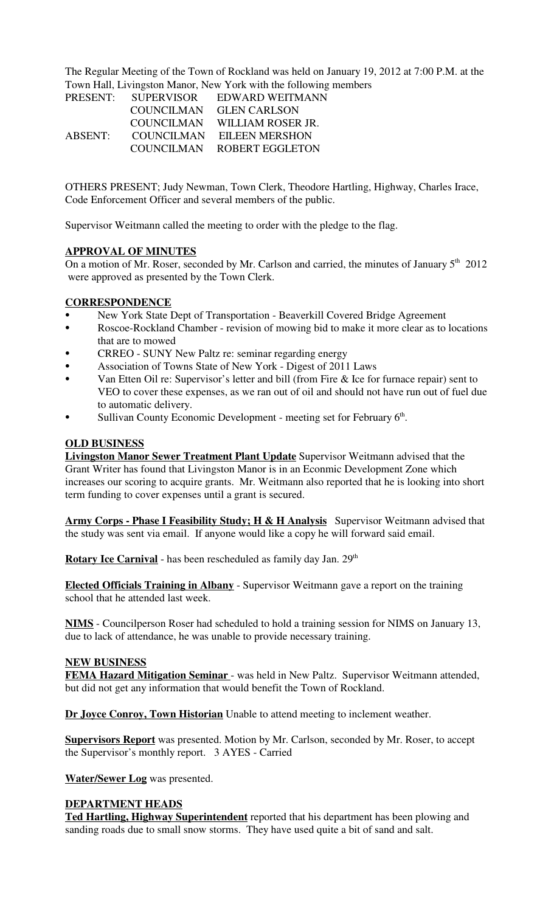The Regular Meeting of the Town of Rockland was held on January 19, 2012 at 7:00 P.M. at the Town Hall, Livingston Manor, New York with the following members

| | | |
|---|---|---|
| PRESENT: | SUPERVISOR | EDWARD WEITMANN |
| | COUNCILMAN | GLEN CARLSON |
| | COUNCILMAN | WILLIAM ROSER JR. |
| ABSENT: | COUNCILMAN | EILEEN MERSHON |
| | COUNCILMAN | ROBERT EGGLETON |

OTHERS PRESENT; Judy Newman, Town Clerk, Theodore Hartling, Highway, Charles Irace, Code Enforcement Officer and several members of the public.

Supervisor Weitmann called the meeting to order with the pledge to the flag.

**APPROVAL OF MINUTES**

On a motion of Mr. Roser, seconded by Mr. Carlson and carried, the minutes of January 5th 2012 were approved as presented by the Town Clerk.

**CORRESPONDENCE**

- New York State Dept of Transportation - Beaverkill Covered Bridge Agreement
- Roscoe-Rockland Chamber - revision of mowing bid to make it more clear as to locations that are to mowed
- CRREO - SUNY New Paltz re: seminar regarding energy
- Association of Towns State of New York - Digest of 2011 Laws
- Van Etten Oil re: Supervisor's letter and bill (from Fire & Ice for furnace repair) sent to VEO to cover these expenses, as we ran out of oil and should not have run out of fuel due to automatic delivery.
- Sullivan County Economic Development - meeting set for February 6th.

**OLD BUSINESS**

**Livingston Manor Sewer Treatment Plant Update** Supervisor Weitmann advised that the Grant Writer has found that Livingston Manor is in an Econmic Development Zone which increases our scoring to acquire grants. Mr. Weitmann also reported that he is looking into short term funding to cover expenses until a grant is secured.

**Army Corps - Phase I Feasibility Study; H & H Analysis** Supervisor Weitmann advised that the study was sent via email. If anyone would like a copy he will forward said email.

**Rotary Ice Carnival** - has been rescheduled as family day Jan. 29th

**Elected Officials Training in Albany** - Supervisor Weitmann gave a report on the training school that he attended last week.

**NIMS** - Councilperson Roser had scheduled to hold a training session for NIMS on January 13, due to lack of attendance, he was unable to provide necessary training.

**NEW BUSINESS**

**FEMA Hazard Mitigation Seminar** - was held in New Paltz. Supervisor Weitmann attended, but did not get any information that would benefit the Town of Rockland.

**Dr Joyce Conroy, Town Historian** Unable to attend meeting to inclement weather.

**Supervisors Report** was presented. Motion by Mr. Carlson, seconded by Mr. Roser, to accept the Supervisor's monthly report. 3 AYES - Carried

**Water/Sewer Log** was presented.

**DEPARTMENT HEADS**

**Ted Hartling, Highway Superintendent** reported that his department has been plowing and sanding roads due to small snow storms. They have used quite a bit of sand and salt.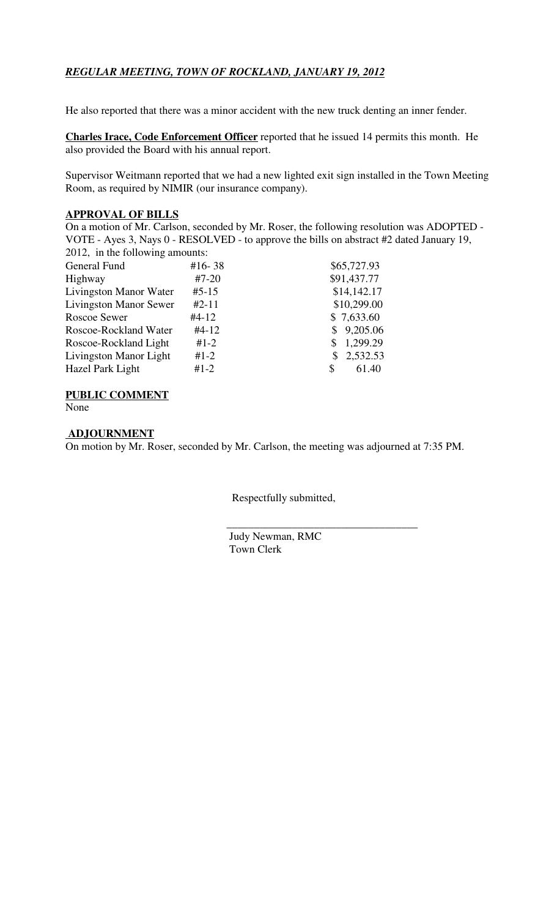He also reported that there was a minor accident with the new truck denting an inner fender.

**Charles Irace, Code Enforcement Officer** reported that he issued 14 permits this month. He also provided the Board with his annual report.

Supervisor Weitmann reported that we had a new lighted exit sign installed in the Town Meeting Room, as required by NIMIR (our insurance company).

**APPROVAL OF BILLS**

On a motion of Mr. Carlson, seconded by Mr. Roser, the following resolution was ADOPTED - VOTE - Ayes 3, Nays 0 - RESOLVED - to approve the bills on abstract #2 dated January 19, 2012, in the following amounts:

| | | |
|---|---|---|
| General Fund | #16- 38 | $65,727.93 |
| Highway | #7-20 | $91,437.77 |
| Livingston Manor Water | #5-15 | $14,142.17 |
| Livingston Manor Sewer | #2-11 | $10,299.00 |
| Roscoe Sewer | #4-12 | $ 7,633.60 |
| Roscoe-Rockland Water | #4-12 | $ 9,205.06 |
| Roscoe-Rockland Light | #1-2 | $ 1,299.29 |
| Livingston Manor Light | #1-2 | $ 2,532.53 |
| Hazel Park Light | #1-2 | $ 61.40 |

**PUBLIC COMMENT**

None

**ADJOURNMENT**

On motion by Mr. Roser, seconded by Mr. Carlson, the meeting was adjourned at 7:35 PM.

Respectfully submitted,

___________________________________

Judy Newman, RMC
Town Clerk